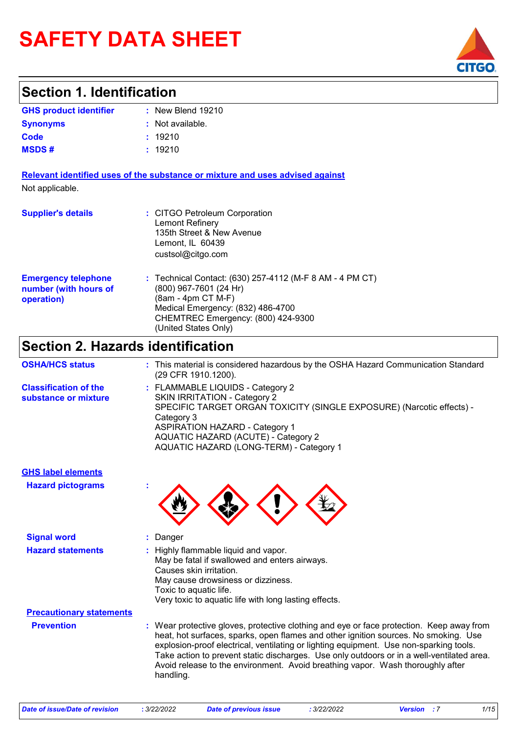# SAFETY DATA SHEET

## Section 1. Identification

**GHS product identifier** : New Blend 19210

**Synonyms** : Not available.

**Code** : 19210

**MSDS #** : 19210

**Relevant identified uses of the substance or mixture and uses advised against**

Not applicable.

**Supplier's details** : CITGO Petroleum Corporation
Lemont Refinery
135th Street & New Avenue
Lemont, IL 60439
custsol@citgo.com

**Emergency telephone number (with hours of operation)** : Technical Contact: (630) 257-4112 (M-F 8 AM - 4 PM CT)
(800) 967-7601 (24 Hr)
(8am - 4pm CT M-F)
Medical Emergency: (832) 486-4700
CHEMTREC Emergency: (800) 424-9300
(United States Only)

## Section 2. Hazards identification

**OSHA/HCS status** : This material is considered hazardous by the OSHA Hazard Communication Standard (29 CFR 1910.1200).

**Classification of the substance or mixture** : FLAMMABLE LIQUIDS - Category 2
SKIN IRRITATION - Category 2
SPECIFIC TARGET ORGAN TOXICITY (SINGLE EXPOSURE) (Narcotic effects) - Category 3
ASPIRATION HAZARD - Category 1
AQUATIC HAZARD (ACUTE) - Category 2
AQUATIC HAZARD (LONG-TERM) - Category 1

**GHS label elements**

**Hazard pictograms** :

**Signal word** : Danger

**Hazard statements** : Highly flammable liquid and vapor.
May be fatal if swallowed and enters airways.
Causes skin irritation.
May cause drowsiness or dizziness.
Toxic to aquatic life.
Very toxic to aquatic life with long lasting effects.

**Precautionary statements**

**Prevention** : Wear protective gloves, protective clothing and eye or face protection. Keep away from heat, hot surfaces, sparks, open flames and other ignition sources. No smoking. Use explosion-proof electrical, ventilating or lighting equipment. Use non-sparking tools. Take action to prevent static discharges. Use only outdoors or in a well-ventilated area. Avoid release to the environment. Avoid breathing vapor. Wash thoroughly after handling.

*Date of issue/Date of revision* : 3/22/2022 *Date of previous issue* : 3/22/2022 *Version* : 7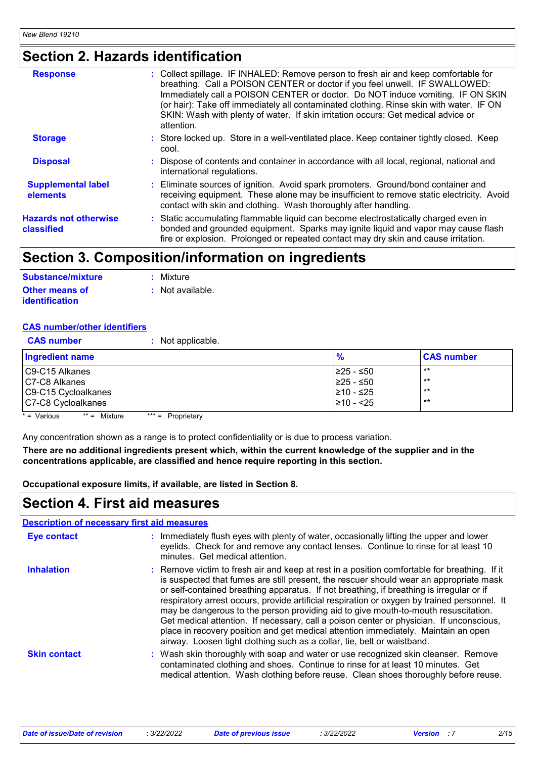## Section 2. Hazards identification

**Response** : Collect spillage. IF INHALED: Remove person to fresh air and keep comfortable for breathing. Call a POISON CENTER or doctor if you feel unwell. IF SWALLOWED: Immediately call a POISON CENTER or doctor. Do NOT induce vomiting. IF ON SKIN (or hair): Take off immediately all contaminated clothing. Rinse skin with water. IF ON SKIN: Wash with plenty of water. If skin irritation occurs: Get medical advice or attention.

**Storage** : Store locked up. Store in a well-ventilated place. Keep container tightly closed. Keep cool.

**Disposal** : Dispose of contents and container in accordance with all local, regional, national and international regulations.

**Supplemental label elements** : Eliminate sources of ignition. Avoid spark promoters. Ground/bond container and receiving equipment. These alone may be insufficient to remove static electricity. Avoid contact with skin and clothing. Wash thoroughly after handling.

**Hazards not otherwise classified** : Static accumulating flammable liquid can become electrostatically charged even in bonded and grounded equipment. Sparks may ignite liquid and vapor may cause flash fire or explosion. Prolonged or repeated contact may dry skin and cause irritation.

## Section 3. Composition/information on ingredients

**Substance/mixture** : Mixture

**Other means of identification** : Not available.

**CAS number/other identifiers**

**CAS number** : Not applicable.

| Ingredient name | % | CAS number |
|---|---|---|
| C9-C15 Alkanes | ≥25 - ≤50 | ** |
| C7-C8 Alkanes | ≥25 - ≤50 | ** |
| C9-C15 Cycloalkanes | ≥10 - ≤25 | ** |
| C7-C8 Cycloalkanes | ≥10 - <25 | ** |

* = Various ** = Mixture *** = Proprietary

Any concentration shown as a range is to protect confidentiality or is due to process variation.

**There are no additional ingredients present which, within the current knowledge of the supplier and in the concentrations applicable, are classified and hence require reporting in this section.**

**Occupational exposure limits, if available, are listed in Section 8.**

## Section 4. First aid measures

**Description of necessary first aid measures**

**Eye contact** : Immediately flush eyes with plenty of water, occasionally lifting the upper and lower eyelids. Check for and remove any contact lenses. Continue to rinse for at least 10 minutes. Get medical attention.

**Inhalation** : Remove victim to fresh air and keep at rest in a position comfortable for breathing. If it is suspected that fumes are still present, the rescuer should wear an appropriate mask or self-contained breathing apparatus. If not breathing, if breathing is irregular or if respiratory arrest occurs, provide artificial respiration or oxygen by trained personnel. It may be dangerous to the person providing aid to give mouth-to-mouth resuscitation. Get medical attention. If necessary, call a poison center or physician. If unconscious, place in recovery position and get medical attention immediately. Maintain an open airway. Loosen tight clothing such as a collar, tie, belt or waistband.

**Skin contact** : Wash skin thoroughly with soap and water or use recognized skin cleanser. Remove contaminated clothing and shoes. Continue to rinse for at least 10 minutes. Get medical attention. Wash clothing before reuse. Clean shoes thoroughly before reuse.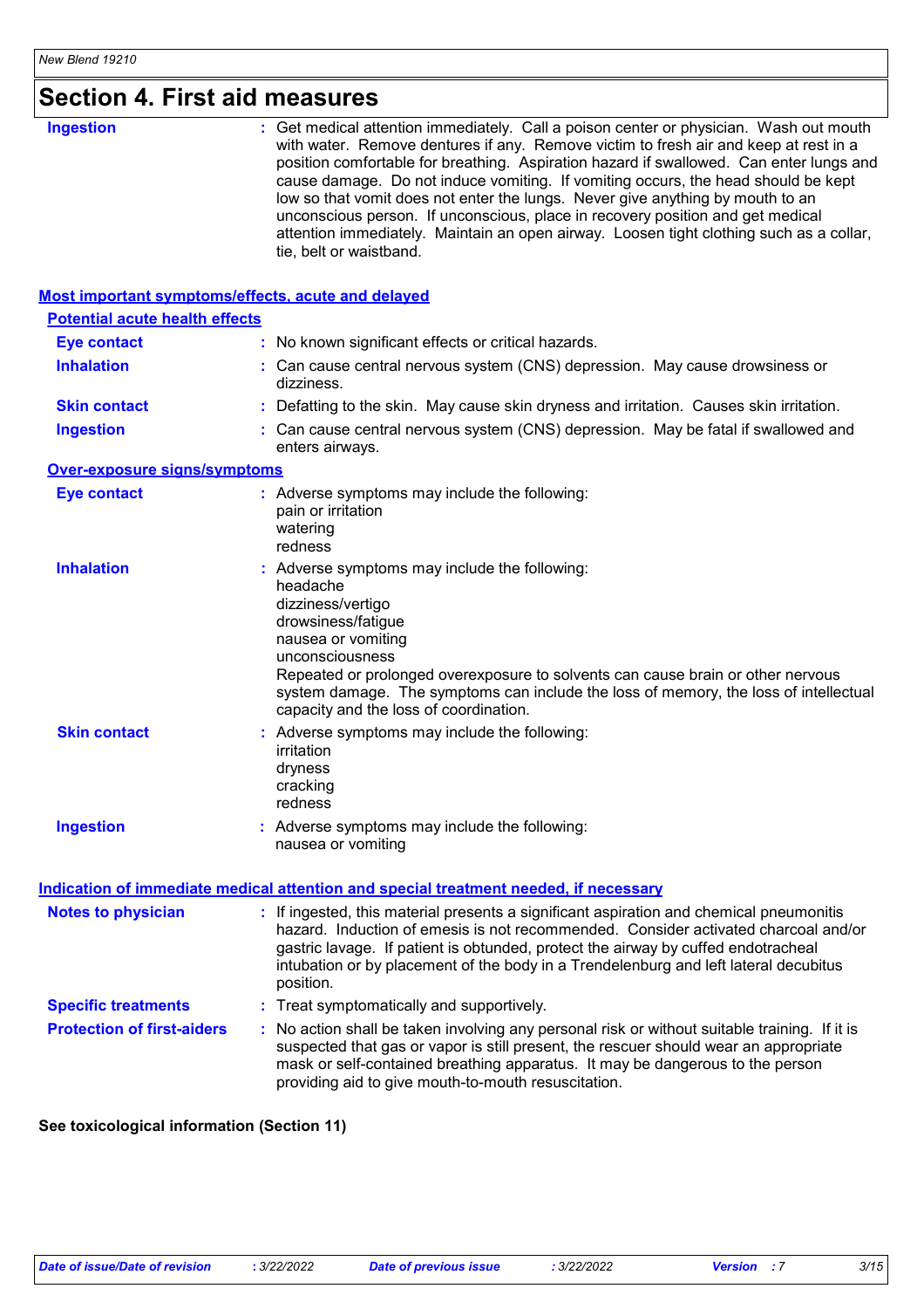# Section 4. First aid measures

**Ingestion** : Get medical attention immediately. Call a poison center or physician. Wash out mouth with water. Remove dentures if any. Remove victim to fresh air and keep at rest in a position comfortable for breathing. Aspiration hazard if swallowed. Can enter lungs and cause damage. Do not induce vomiting. If vomiting occurs, the head should be kept low so that vomit does not enter the lungs. Never give anything by mouth to an unconscious person. If unconscious, place in recovery position and get medical attention immediately. Maintain an open airway. Loosen tight clothing such as a collar, tie, belt or waistband.

## Most important symptoms/effects, acute and delayed

### Potential acute health effects

**Eye contact** : No known significant effects or critical hazards.

**Inhalation** : Can cause central nervous system (CNS) depression. May cause drowsiness or dizziness.

**Skin contact** : Defatting to the skin. May cause skin dryness and irritation. Causes skin irritation.

**Ingestion** : Can cause central nervous system (CNS) depression. May be fatal if swallowed and enters airways.

### Over-exposure signs/symptoms

**Eye contact** : Adverse symptoms may include the following:
pain or irritation
watering
redness

**Inhalation** : Adverse symptoms may include the following:
headache
dizziness/vertigo
drowsiness/fatigue
nausea or vomiting
unconsciousness
Repeated or prolonged overexposure to solvents can cause brain or other nervous system damage. The symptoms can include the loss of memory, the loss of intellectual capacity and the loss of coordination.

**Skin contact** : Adverse symptoms may include the following:
irritation
dryness
cracking
redness

**Ingestion** : Adverse symptoms may include the following:
nausea or vomiting

## Indication of immediate medical attention and special treatment needed, if necessary

**Notes to physician** : If ingested, this material presents a significant aspiration and chemical pneumonitis hazard. Induction of emesis is not recommended. Consider activated charcoal and/or gastric lavage. If patient is obtunded, protect the airway by cuffed endotracheal intubation or by placement of the body in a Trendelenburg and left lateral decubitus position.

**Specific treatments** : Treat symptomatically and supportively.

**Protection of first-aiders** : No action shall be taken involving any personal risk or without suitable training. If it is suspected that gas or vapor is still present, the rescuer should wear an appropriate mask or self-contained breathing apparatus. It may be dangerous to the person providing aid to give mouth-to-mouth resuscitation.

**See toxicological information (Section 11)**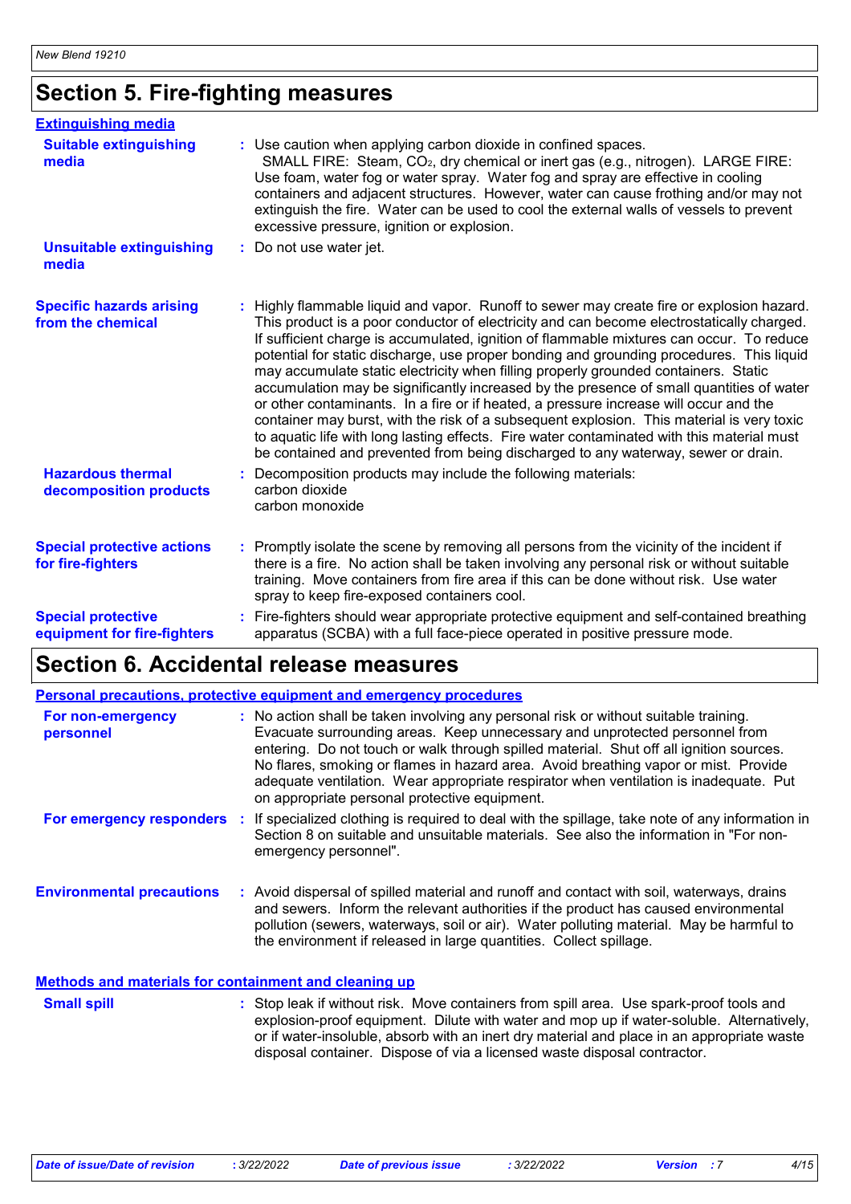## Section 5. Fire-fighting measures

### Extinguishing media

**Suitable extinguishing media** : Use caution when applying carbon dioxide in confined spaces. SMALL FIRE: Steam, $CO_2$, dry chemical or inert gas (e.g., nitrogen). LARGE FIRE: Use foam, water fog or water spray. Water fog and spray are effective in cooling containers and adjacent structures. However, water can cause frothing and/or may not extinguish the fire. Water can be used to cool the external walls of vessels to prevent excessive pressure, ignition or explosion.

**Unsuitable extinguishing media** : Do not use water jet.

**Specific hazards arising from the chemical** : Highly flammable liquid and vapor. Runoff to sewer may create fire or explosion hazard. This product is a poor conductor of electricity and can become electrostatically charged. If sufficient charge is accumulated, ignition of flammable mixtures can occur. To reduce potential for static discharge, use proper bonding and grounding procedures. This liquid may accumulate static electricity when filling properly grounded containers. Static accumulation may be significantly increased by the presence of small quantities of water or other contaminants. In a fire or if heated, a pressure increase will occur and the container may burst, with the risk of a subsequent explosion. This material is very toxic to aquatic life with long lasting effects. Fire water contaminated with this material must be contained and prevented from being discharged to any waterway, sewer or drain.

**Hazardous thermal decomposition products** : Decomposition products may include the following materials:
carbon dioxide
carbon monoxide

**Special protective actions for fire-fighters** : Promptly isolate the scene by removing all persons from the vicinity of the incident if there is a fire. No action shall be taken involving any personal risk or without suitable training. Move containers from fire area if this can be done without risk. Use water spray to keep fire-exposed containers cool.

**Special protective equipment for fire-fighters** : Fire-fighters should wear appropriate protective equipment and self-contained breathing apparatus (SCBA) with a full face-piece operated in positive pressure mode.

## Section 6. Accidental release measures

### Personal precautions, protective equipment and emergency procedures

**For non-emergency personnel** : No action shall be taken involving any personal risk or without suitable training. Evacuate surrounding areas. Keep unnecessary and unprotected personnel from entering. Do not touch or walk through spilled material. Shut off all ignition sources. No flares, smoking or flames in hazard area. Avoid breathing vapor or mist. Provide adequate ventilation. Wear appropriate respirator when ventilation is inadequate. Put on appropriate personal protective equipment.

**For emergency responders** : If specialized clothing is required to deal with the spillage, take note of any information in Section 8 on suitable and unsuitable materials. See also the information in "For non-emergency personnel".

**Environmental precautions** : Avoid dispersal of spilled material and runoff and contact with soil, waterways, drains and sewers. Inform the relevant authorities if the product has caused environmental pollution (sewers, waterways, soil or air). Water polluting material. May be harmful to the environment if released in large quantities. Collect spillage.

### Methods and materials for containment and cleaning up

**Small spill** : Stop leak if without risk. Move containers from spill area. Use spark-proof tools and explosion-proof equipment. Dilute with water and mop up if water-soluble. Alternatively, or if water-insoluble, absorb with an inert dry material and place in an appropriate waste disposal container. Dispose of via a licensed waste disposal contractor.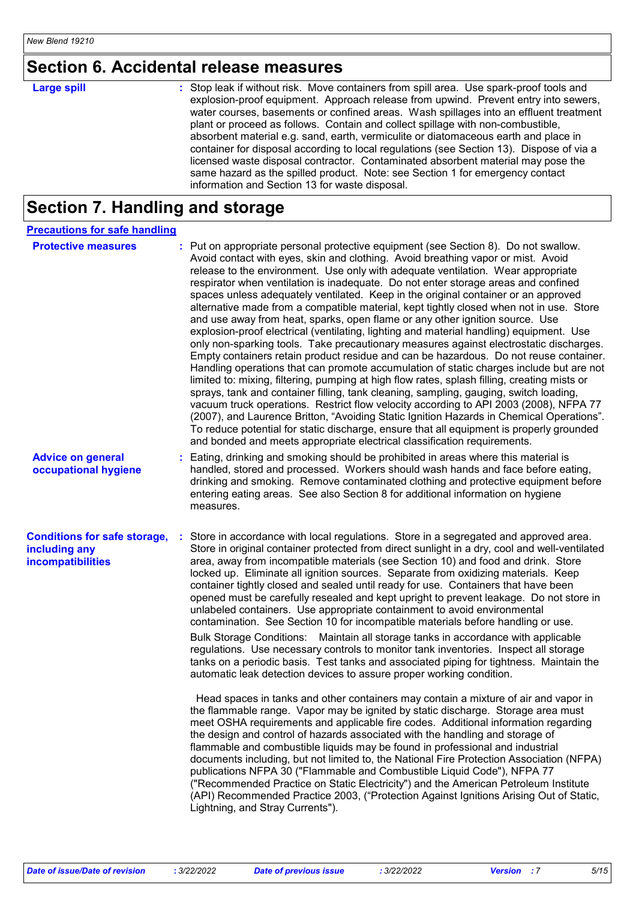## Section 6. Accidental release measures

**Large spill** : Stop leak if without risk. Move containers from spill area. Use spark-proof tools and explosion-proof equipment. Approach release from upwind. Prevent entry into sewers, water courses, basements or confined areas. Wash spillages into an effluent treatment plant or proceed as follows. Contain and collect spillage with non-combustible, absorbent material e.g. sand, earth, vermiculite or diatomaceous earth and place in container for disposal according to local regulations (see Section 13). Dispose of via a licensed waste disposal contractor. Contaminated absorbent material may pose the same hazard as the spilled product. Note: see Section 1 for emergency contact information and Section 13 for waste disposal.

## Section 7. Handling and storage

### Precautions for safe handling

**Protective measures** : Put on appropriate personal protective equipment (see Section 8). Do not swallow. Avoid contact with eyes, skin and clothing. Avoid breathing vapor or mist. Avoid release to the environment. Use only with adequate ventilation. Wear appropriate respirator when ventilation is inadequate. Do not enter storage areas and confined spaces unless adequately ventilated. Keep in the original container or an approved alternative made from a compatible material, kept tightly closed when not in use. Store and use away from heat, sparks, open flame or any other ignition source. Use explosion-proof electrical (ventilating, lighting and material handling) equipment. Use only non-sparking tools. Take precautionary measures against electrostatic discharges. Empty containers retain product residue and can be hazardous. Do not reuse container. Handling operations that can promote accumulation of static charges include but are not limited to: mixing, filtering, pumping at high flow rates, splash filling, creating mists or sprays, tank and container filling, tank cleaning, sampling, gauging, switch loading, vacuum truck operations. Restrict flow velocity according to API 2003 (2008), NFPA 77 (2007), and Laurence Britton, “Avoiding Static Ignition Hazards in Chemical Operations”. To reduce potential for static discharge, ensure that all equipment is properly grounded and bonded and meets appropriate electrical classification requirements.

**Advice on general occupational hygiene** : Eating, drinking and smoking should be prohibited in areas where this material is handled, stored and processed. Workers should wash hands and face before eating, drinking and smoking. Remove contaminated clothing and protective equipment before entering eating areas. See also Section 8 for additional information on hygiene measures.

**Conditions for safe storage, including any incompatibilities** : Store in accordance with local regulations. Store in a segregated and approved area. Store in original container protected from direct sunlight in a dry, cool and well-ventilated area, away from incompatible materials (see Section 10) and food and drink. Store locked up. Eliminate all ignition sources. Separate from oxidizing materials. Keep container tightly closed and sealed until ready for use. Containers that have been opened must be carefully resealed and kept upright to prevent leakage. Do not store in unlabeled containers. Use appropriate containment to avoid environmental contamination. See Section 10 for incompatible materials before handling or use.

Bulk Storage Conditions: Maintain all storage tanks in accordance with applicable regulations. Use necessary controls to monitor tank inventories. Inspect all storage tanks on a periodic basis. Test tanks and associated piping for tightness. Maintain the automatic leak detection devices to assure proper working condition.

Head spaces in tanks and other containers may contain a mixture of air and vapor in the flammable range. Vapor may be ignited by static discharge. Storage area must meet OSHA requirements and applicable fire codes. Additional information regarding the design and control of hazards associated with the handling and storage of flammable and combustible liquids may be found in professional and industrial documents including, but not limited to, the National Fire Protection Association (NFPA) publications NFPA 30 ("Flammable and Combustible Liquid Code"), NFPA 77 ("Recommended Practice on Static Electricity") and the American Petroleum Institute (API) Recommended Practice 2003, (“Protection Against Ignitions Arising Out of Static, Lightning, and Stray Currents").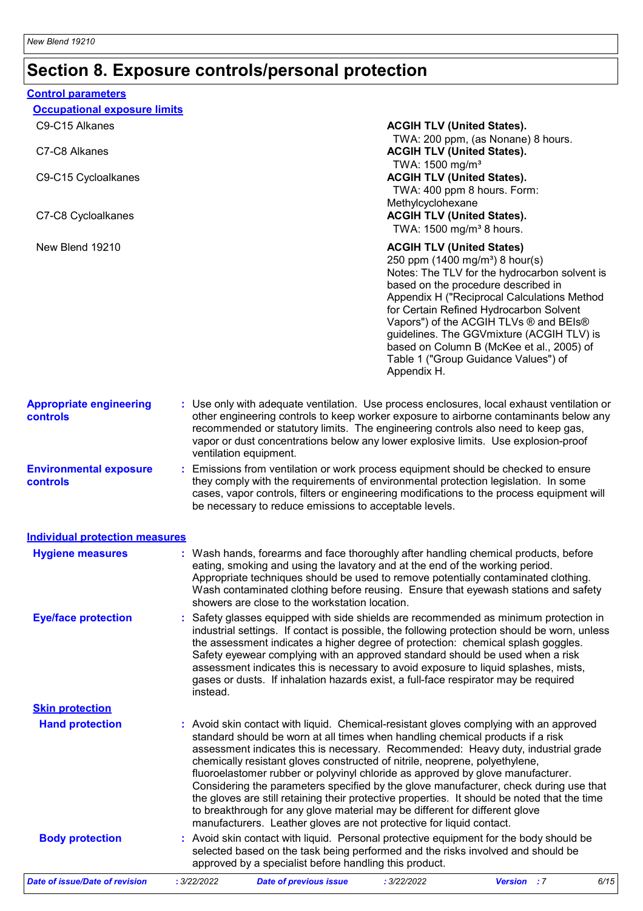# Section 8. Exposure controls/personal protection

## Control parameters

### Occupational exposure limits

| | |
|---|---|
| C9-C15 Alkanes | **ACGIH TLV (United States).** TWA: 200 ppm, (as Nonane) 8 hours. |
| C7-C8 Alkanes | **ACGIH TLV (United States).** TWA: 1500 mg/m³ |
| C9-C15 Cycloalkanes | **ACGIH TLV (United States).** TWA: 400 ppm 8 hours. Form: Methylcyclohexane |
| C7-C8 Cycloalkanes | **ACGIH TLV (United States).** TWA: 1500 mg/m³ 8 hours. |
| New Blend 19210 | **ACGIH TLV (United States)** 250 ppm (1400 mg/m³) 8 hour(s) Notes: The TLV for the hydrocarbon solvent is based on the procedure described in Appendix H ("Reciprocal Calculations Method for Certain Refined Hydrocarbon Solvent Vapors") of the ACGIH TLVs ® and BEIs® guidelines. The GGVmixture (ACGIH TLV) is based on Column B (McKee et al., 2005) of Table 1 ("Group Guidance Values") of Appendix H. |

**Appropriate engineering controls** : Use only with adequate ventilation. Use process enclosures, local exhaust ventilation or other engineering controls to keep worker exposure to airborne contaminants below any recommended or statutory limits. The engineering controls also need to keep gas, vapor or dust concentrations below any lower explosive limits. Use explosion-proof ventilation equipment.

**Environmental exposure controls** : Emissions from ventilation or work process equipment should be checked to ensure they comply with the requirements of environmental protection legislation. In some cases, vapor controls, filters or engineering modifications to the process equipment will be necessary to reduce emissions to acceptable levels.

## Individual protection measures

**Hygiene measures** : Wash hands, forearms and face thoroughly after handling chemical products, before eating, smoking and using the lavatory and at the end of the working period. Appropriate techniques should be used to remove potentially contaminated clothing. Wash contaminated clothing before reusing. Ensure that eyewash stations and safety showers are close to the workstation location.

**Eye/face protection** : Safety glasses equipped with side shields are recommended as minimum protection in industrial settings. If contact is possible, the following protection should be worn, unless the assessment indicates a higher degree of protection: chemical splash goggles. Safety eyewear complying with an approved standard should be used when a risk assessment indicates this is necessary to avoid exposure to liquid splashes, mists, gases or dusts. If inhalation hazards exist, a full-face respirator may be required instead.

### Skin protection

**Hand protection** : Avoid skin contact with liquid. Chemical-resistant gloves complying with an approved standard should be worn at all times when handling chemical products if a risk assessment indicates this is necessary. Recommended: Heavy duty, industrial grade chemically resistant gloves constructed of nitrile, neoprene, polyethylene, fluoroelastomer rubber or polyvinyl chloride as approved by glove manufacturer. Considering the parameters specified by the glove manufacturer, check during use that the gloves are still retaining their protective properties. It should be noted that the time to breakthrough for any glove material may be different for different glove manufacturers. Leather gloves are not protective for liquid contact.

**Body protection** : Avoid skin contact with liquid. Personal protective equipment for the body should be selected based on the task being performed and the risks involved and should be approved by a specialist before handling this product.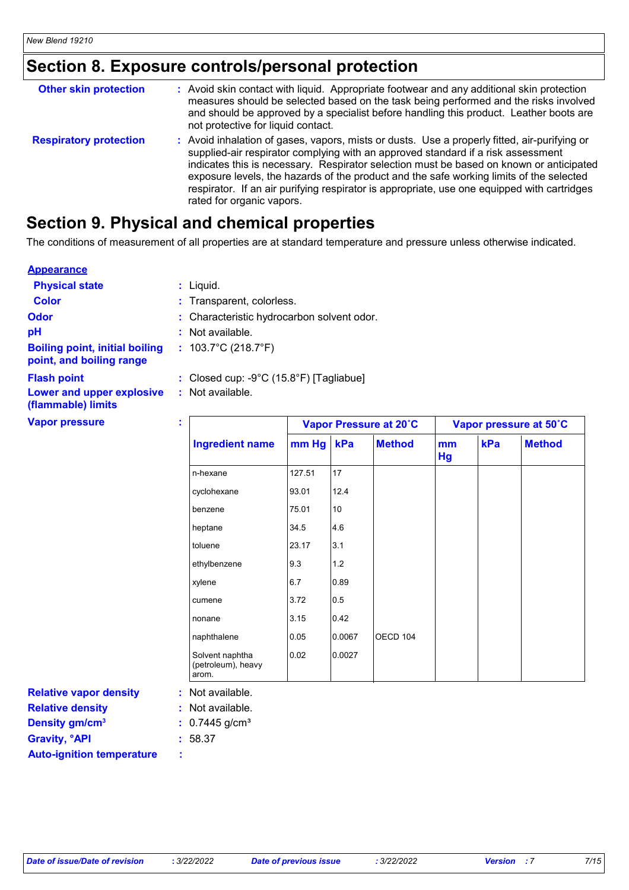## Section 8. Exposure controls/personal protection

**Other skin protection** : Avoid skin contact with liquid. Appropriate footwear and any additional skin protection measures should be selected based on the task being performed and the risks involved and should be approved by a specialist before handling this product. Leather boots are not protective for liquid contact.

**Respiratory protection** : Avoid inhalation of gases, vapors, mists or dusts. Use a properly fitted, air-purifying or supplied-air respirator complying with an approved standard if a risk assessment indicates this is necessary. Respirator selection must be based on known or anticipated exposure levels, the hazards of the product and the safe working limits of the selected respirator. If an air purifying respirator is appropriate, use one equipped with cartridges rated for organic vapors.

## Section 9. Physical and chemical properties

The conditions of measurement of all properties are at standard temperature and pressure unless otherwise indicated.

**Appearance**

**Physical state** : Liquid.

**Color** : Transparent, colorless.

**Odor** : Characteristic hydrocarbon solvent odor.

**pH** : Not available.

**Boiling point, initial boiling point, and boiling range** : 103.7°C (218.7°F)

**Flash point** : Closed cup: -9°C (15.8°F) [Tagliabue]

**Lower and upper explosive (flammable) limits** : Not available.

**Vapor pressure** :

| Ingredient name | Vapor Pressure at 20˚C | | | Vapor pressure at 50˚C | | |
|---|---|---|---|---|---|---|
| | mm Hg | kPa | Method | mm Hg | kPa | Method |
| n-hexane | 127.51 | 17 | | | | |
| cyclohexane | 93.01 | 12.4 | | | | |
| benzene | 75.01 | 10 | | | | |
| heptane | 34.5 | 4.6 | | | | |
| toluene | 23.17 | 3.1 | | | | |
| ethylbenzene | 9.3 | 1.2 | | | | |
| xylene | 6.7 | 0.89 | | | | |
| cumene | 3.72 | 0.5 | | | | |
| nonane | 3.15 | 0.42 | | | | |
| naphthalene | 0.05 | 0.0067 | OECD 104 | | | |
| Solvent naphtha (petroleum), heavy arom. | 0.02 | 0.0027 | | | | |

**Relative vapor density** : Not available.

**Relative density** : Not available.

**Density gm/cm³** : 0.7445 g/cm³

**Gravity, °API** : 58.37

**Auto-ignition temperature** :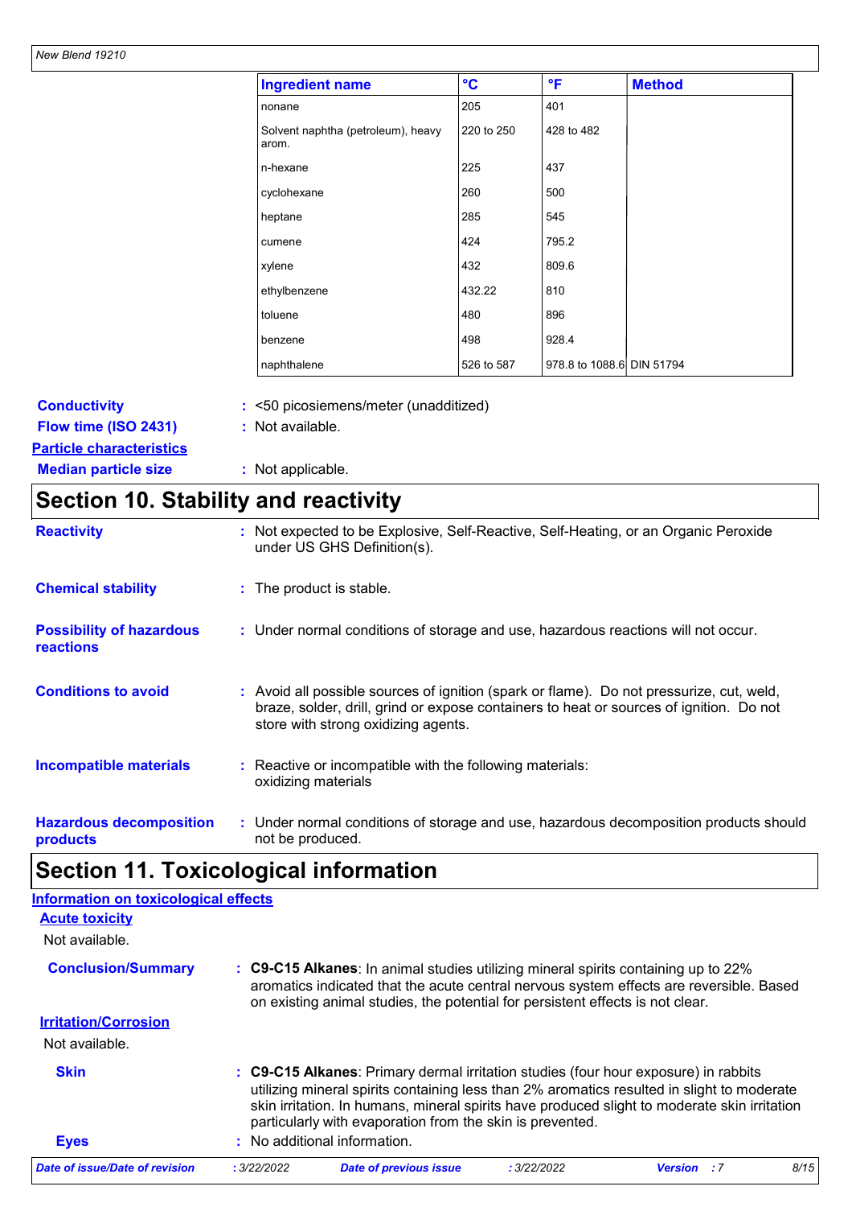| Ingredient name | °C | °F | Method |
|---|---|---|---|
| nonane | 205 | 401 | |
| Solvent naphtha (petroleum), heavy arom. | 220 to 250 | 428 to 482 | |
| n-hexane | 225 | 437 | |
| cyclohexane | 260 | 500 | |
| heptane | 285 | 545 | |
| cumene | 424 | 795.2 | |
| xylene | 432 | 809.6 | |
| ethylbenzene | 432.22 | 810 | |
| toluene | 480 | 896 | |
| benzene | 498 | 928.4 | |
| naphthalene | 526 to 587 | 978.8 to 1088.6 | DIN 51794 |

**Conductivity** : <50 picosiemens/meter (unadditized)

**Flow time (ISO 2431)** : Not available.

**Particle characteristics**

**Median particle size** : Not applicable.

# Section 10. Stability and reactivity

**Reactivity** : Not expected to be Explosive, Self-Reactive, Self-Heating, or an Organic Peroxide under US GHS Definition(s).

**Chemical stability** : The product is stable.

**Possibility of hazardous reactions** : Under normal conditions of storage and use, hazardous reactions will not occur.

**Conditions to avoid** : Avoid all possible sources of ignition (spark or flame). Do not pressurize, cut, weld, braze, solder, drill, grind or expose containers to heat or sources of ignition. Do not store with strong oxidizing agents.

**Incompatible materials** : Reactive or incompatible with the following materials: oxidizing materials

**Hazardous decomposition products** : Under normal conditions of storage and use, hazardous decomposition products should not be produced.

# Section 11. Toxicological information

## Information on toxicological effects

### Acute toxicity

Not available.

**Conclusion/Summary** : **C9-C15 Alkanes**: In animal studies utilizing mineral spirits containing up to 22% aromatics indicated that the acute central nervous system effects are reversible. Based on existing animal studies, the potential for persistent effects is not clear.

### Irritation/Corrosion

Not available.

**Skin** : **C9-C15 Alkanes**: Primary dermal irritation studies (four hour exposure) in rabbits utilizing mineral spirits containing less than 2% aromatics resulted in slight to moderate skin irritation. In humans, mineral spirits have produced slight to moderate skin irritation particularly with evaporation from the skin is prevented.

**Eyes** : No additional information.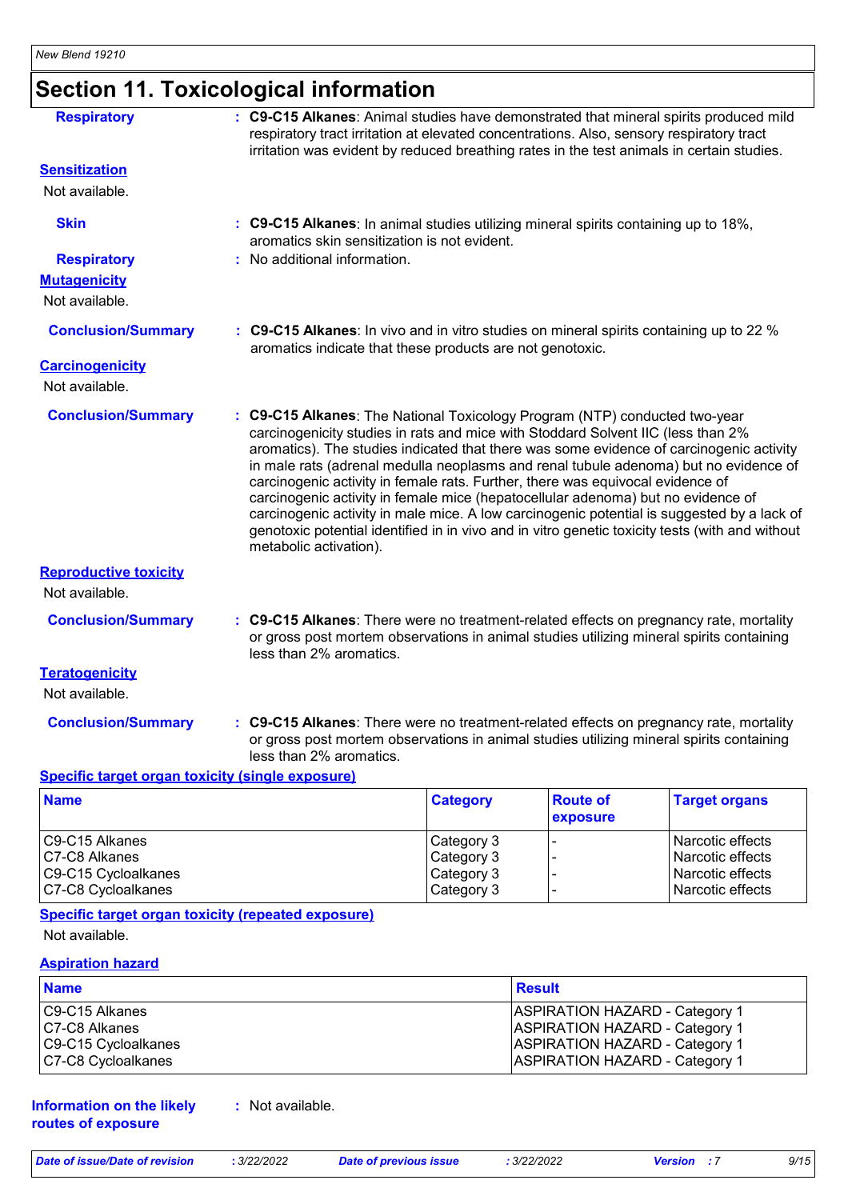## Section 11. Toxicological information

**Respiratory** : **C9-C15 Alkanes**: Animal studies have demonstrated that mineral spirits produced mild respiratory tract irritation at elevated concentrations. Also, sensory respiratory tract irritation was evident by reduced breathing rates in the test animals in certain studies.

**Sensitization**

Not available.

**Skin** : **C9-C15 Alkanes**: In animal studies utilizing mineral spirits containing up to 18%, aromatics skin sensitization is not evident.

**Respiratory** : No additional information.

**Mutagenicity**

Not available.

**Conclusion/Summary** : **C9-C15 Alkanes**: In vivo and in vitro studies on mineral spirits containing up to 22 % aromatics indicate that these products are not genotoxic.

**Carcinogenicity**

Not available.

**Conclusion/Summary** : **C9-C15 Alkanes**: The National Toxicology Program (NTP) conducted two-year carcinogenicity studies in rats and mice with Stoddard Solvent IIC (less than 2% aromatics). The studies indicated that there was some evidence of carcinogenic activity in male rats (adrenal medulla neoplasms and renal tubule adenoma) but no evidence of carcinogenic activity in female rats. Further, there was equivocal evidence of carcinogenic activity in female mice (hepatocellular adenoma) but no evidence of carcinogenic activity in male mice. A low carcinogenic potential is suggested by a lack of genotoxic potential identified in in vivo and in vitro genetic toxicity tests (with and without metabolic activation).

**Reproductive toxicity**

Not available.

**Conclusion/Summary** : **C9-C15 Alkanes**: There were no treatment-related effects on pregnancy rate, mortality or gross post mortem observations in animal studies utilizing mineral spirits containing less than 2% aromatics.

**Teratogenicity**

Not available.

**Conclusion/Summary** : **C9-C15 Alkanes**: There were no treatment-related effects on pregnancy rate, mortality or gross post mortem observations in animal studies utilizing mineral spirits containing less than 2% aromatics.

**Specific target organ toxicity (single exposure)**

| Name | Category | Route of exposure | Target organs |
|---|---|---|---|
| C9-C15 Alkanes | Category 3 | - | Narcotic effects |
| C7-C8 Alkanes | Category 3 | - | Narcotic effects |
| C9-C15 Cycloalkanes | Category 3 | - | Narcotic effects |
| C7-C8 Cycloalkanes | Category 3 | - | Narcotic effects |

**Specific target organ toxicity (repeated exposure)**

Not available.

**Aspiration hazard**

| Name | Result |
|---|---|
| C9-C15 Alkanes | ASPIRATION HAZARD - Category 1 |
| C7-C8 Alkanes | ASPIRATION HAZARD - Category 1 |
| C9-C15 Cycloalkanes | ASPIRATION HAZARD - Category 1 |
| C7-C8 Cycloalkanes | ASPIRATION HAZARD - Category 1 |

**Information on the likely routes of exposure** : Not available.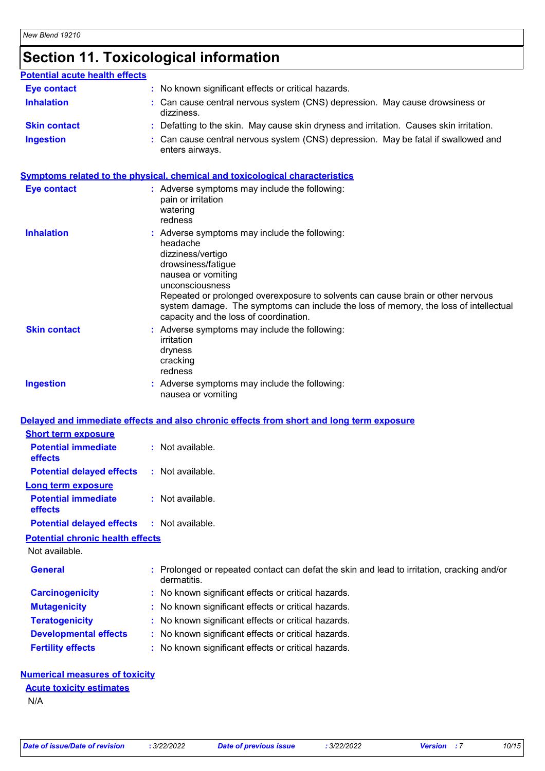# Section 11. Toxicological information

### Potential acute health effects

| | |
|---|---|
| **Eye contact** | : No known significant effects or critical hazards. |
| **Inhalation** | : Can cause central nervous system (CNS) depression. May cause drowsiness or dizziness. |
| **Skin contact** | : Defatting to the skin. May cause skin dryness and irritation. Causes skin irritation. |
| **Ingestion** | : Can cause central nervous system (CNS) depression. May be fatal if swallowed and enters airways. |

### Symptoms related to the physical, chemical and toxicological characteristics

**Eye contact** : Adverse symptoms may include the following:
pain or irritation
watering
redness

**Inhalation** : Adverse symptoms may include the following:
headache
dizziness/vertigo
drowsiness/fatigue
nausea or vomiting
unconsciousness
Repeated or prolonged overexposure to solvents can cause brain or other nervous system damage. The symptoms can include the loss of memory, the loss of intellectual capacity and the loss of coordination.

**Skin contact** : Adverse symptoms may include the following:
irritation
dryness
cracking
redness

**Ingestion** : Adverse symptoms may include the following:
nausea or vomiting

### Delayed and immediate effects and also chronic effects from short and long term exposure

#### Short term exposure

| | |
|---|---|
| **Potential immediate effects** | : Not available. |
| **Potential delayed effects** | : Not available. |

#### Long term exposure

| | |
|---|---|
| **Potential immediate effects** | : Not available. |
| **Potential delayed effects** | : Not available. |

#### Potential chronic health effects

Not available.

| | |
|---|---|
| **General** | : Prolonged or repeated contact can defat the skin and lead to irritation, cracking and/or dermatitis. |
| **Carcinogenicity** | : No known significant effects or critical hazards. |
| **Mutagenicity** | : No known significant effects or critical hazards. |
| **Teratogenicity** | : No known significant effects or critical hazards. |
| **Developmental effects** | : No known significant effects or critical hazards. |
| **Fertility effects** | : No known significant effects or critical hazards. |

### Numerical measures of toxicity

#### Acute toxicity estimates

N/A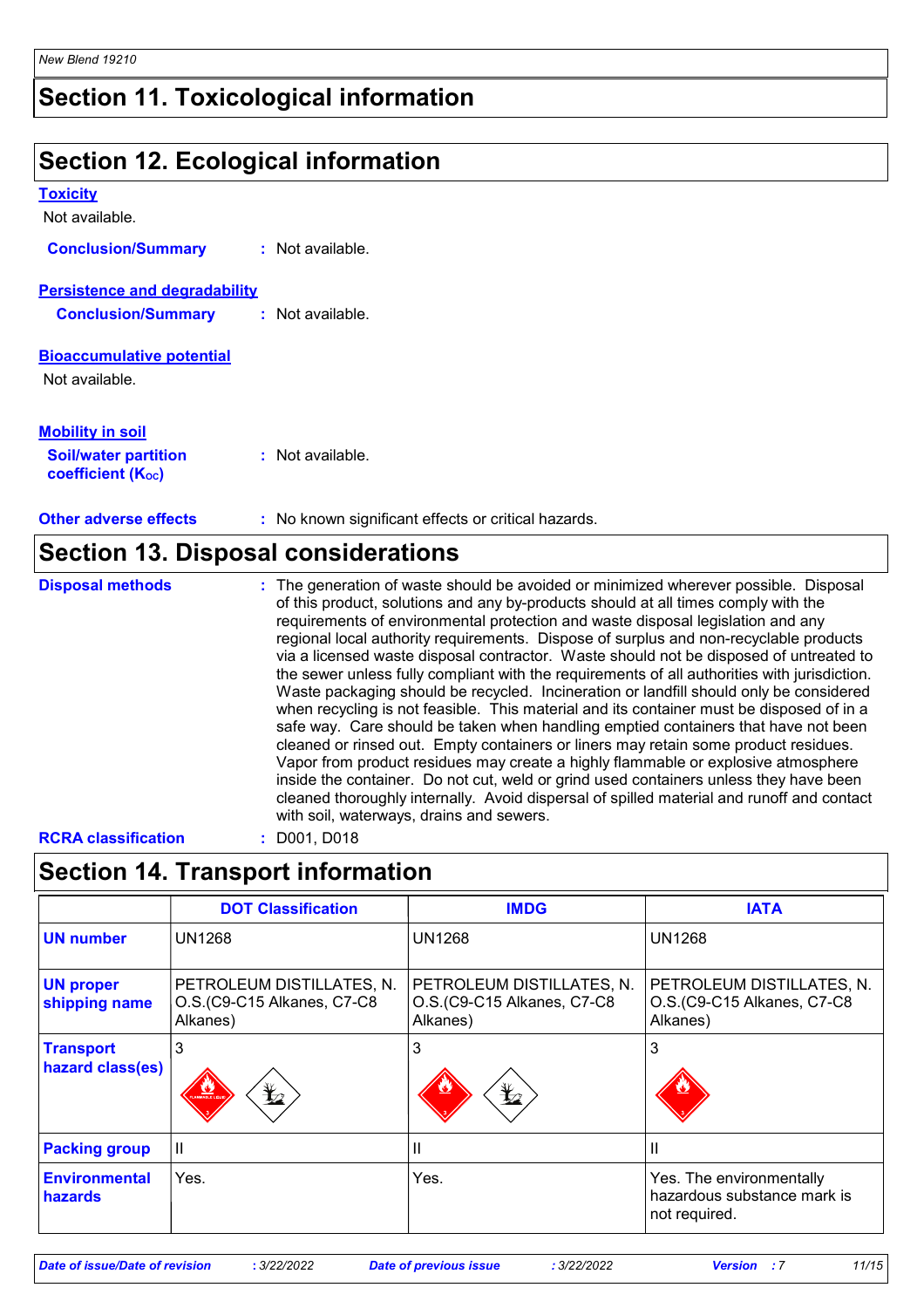## Section 11. Toxicological information

## Section 12. Ecological information

**Toxicity**

Not available.

**Conclusion/Summary** : Not available.

**Persistence and degradability**

**Conclusion/Summary** : Not available.

**Bioaccumulative potential**

Not available.

**Mobility in soil**

**Soil/water partition coefficient ($K_{OC}$)** : Not available.

**Other adverse effects** : No known significant effects or critical hazards.

## Section 13. Disposal considerations

**Disposal methods** : The generation of waste should be avoided or minimized wherever possible. Disposal of this product, solutions and any by-products should at all times comply with the requirements of environmental protection and waste disposal legislation and any regional local authority requirements. Dispose of surplus and non-recyclable products via a licensed waste disposal contractor. Waste should not be disposed of untreated to the sewer unless fully compliant with the requirements of all authorities with jurisdiction. Waste packaging should be recycled. Incineration or landfill should only be considered when recycling is not feasible. This material and its container must be disposed of in a safe way. Care should be taken when handling emptied containers that have not been cleaned or rinsed out. Empty containers or liners may retain some product residues. Vapor from product residues may create a highly flammable or explosive atmosphere inside the container. Do not cut, weld or grind used containers unless they have been cleaned thoroughly internally. Avoid dispersal of spilled material and runoff and contact with soil, waterways, drains and sewers.

**RCRA classification** : D001, D018

## Section 14. Transport information

| | DOT Classification | IMDG | IATA |
|---|---|---|---|
| **UN number** | UN1268 | UN1268 | UN1268 |
| **UN proper shipping name** | PETROLEUM DISTILLATES, N.O.S.(C9-C15 Alkanes, C7-C8 Alkanes) | PETROLEUM DISTILLATES, N.O.S.(C9-C15 Alkanes, C7-C8 Alkanes) | PETROLEUM DISTILLATES, N.O.S.(C9-C15 Alkanes, C7-C8 Alkanes) |
| **Transport hazard class(es)** | 3 | 3 | 3 |
| **Packing group** | II | II | II |
| **Environmental hazards** | Yes. | Yes. | Yes. The environmentally hazardous substance mark is not required. |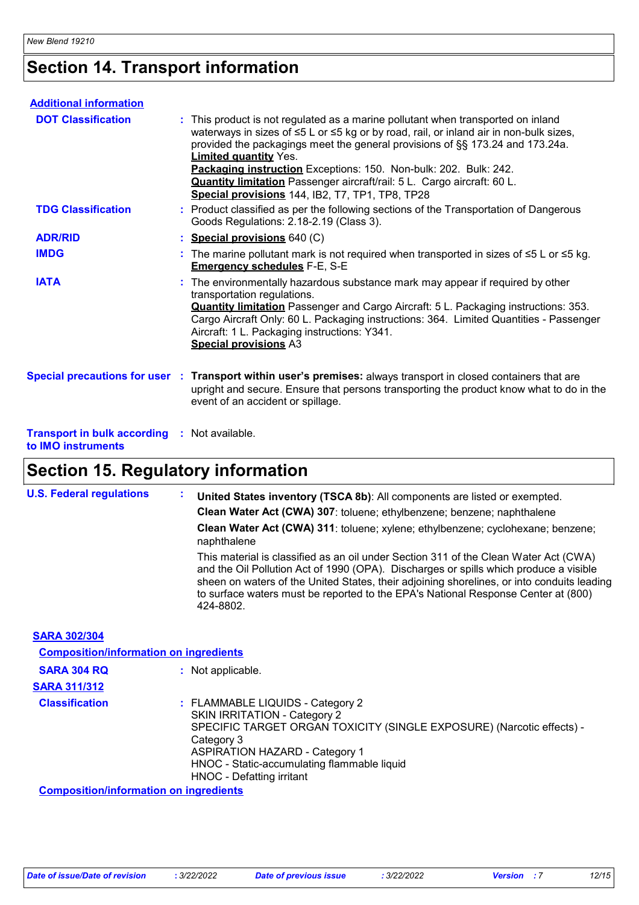# Section 14. Transport information

**Additional information**

**DOT Classification** : This product is not regulated as a marine pollutant when transported on inland waterways in sizes of ≤5 L or ≤5 kg or by road, rail, or inland air in non-bulk sizes, provided the packagings meet the general provisions of §§ 173.24 and 173.24a.
**Limited quantity** Yes.
**Packaging instruction** Exceptions: 150. Non-bulk: 202. Bulk: 242.
**Quantity limitation** Passenger aircraft/rail: 5 L. Cargo aircraft: 60 L.
**Special provisions** 144, IB2, T7, TP1, TP8, TP28

**TDG Classification** : Product classified as per the following sections of the Transportation of Dangerous Goods Regulations: 2.18-2.19 (Class 3).

**ADR/RID** : **Special provisions** 640 (C)

**IMDG** : The marine pollutant mark is not required when transported in sizes of ≤5 L or ≤5 kg.
**Emergency schedules** F-E, S-E

**IATA** : The environmentally hazardous substance mark may appear if required by other transportation regulations.
**Quantity limitation** Passenger and Cargo Aircraft: 5 L. Packaging instructions: 353. Cargo Aircraft Only: 60 L. Packaging instructions: 364. Limited Quantities - Passenger Aircraft: 1 L. Packaging instructions: Y341.
**Special provisions** A3

**Special precautions for user** : **Transport within user's premises:** always transport in closed containers that are upright and secure. Ensure that persons transporting the product know what to do in the event of an accident or spillage.

**Transport in bulk according to IMO instruments** : Not available.

# Section 15. Regulatory information

**U.S. Federal regulations** : **United States inventory (TSCA 8b)**: All components are listed or exempted.

**Clean Water Act (CWA) 307**: toluene; ethylbenzene; benzene; naphthalene

**Clean Water Act (CWA) 311**: toluene; xylene; ethylbenzene; cyclohexane; benzene; naphthalene

This material is classified as an oil under Section 311 of the Clean Water Act (CWA) and the Oil Pollution Act of 1990 (OPA). Discharges or spills which produce a visible sheen on waters of the United States, their adjoining shorelines, or into conduits leading to surface waters must be reported to the EPA's National Response Center at (800) 424-8802.

**SARA 302/304**

**Composition/information on ingredients**

**SARA 304 RQ** : Not applicable.

**SARA 311/312**

**Classification** : FLAMMABLE LIQUIDS - Category 2
SKIN IRRITATION - Category 2
SPECIFIC TARGET ORGAN TOXICITY (SINGLE EXPOSURE) (Narcotic effects) - Category 3
ASPIRATION HAZARD - Category 1
HNOC - Static-accumulating flammable liquid
HNOC - Defatting irritant

**Composition/information on ingredients**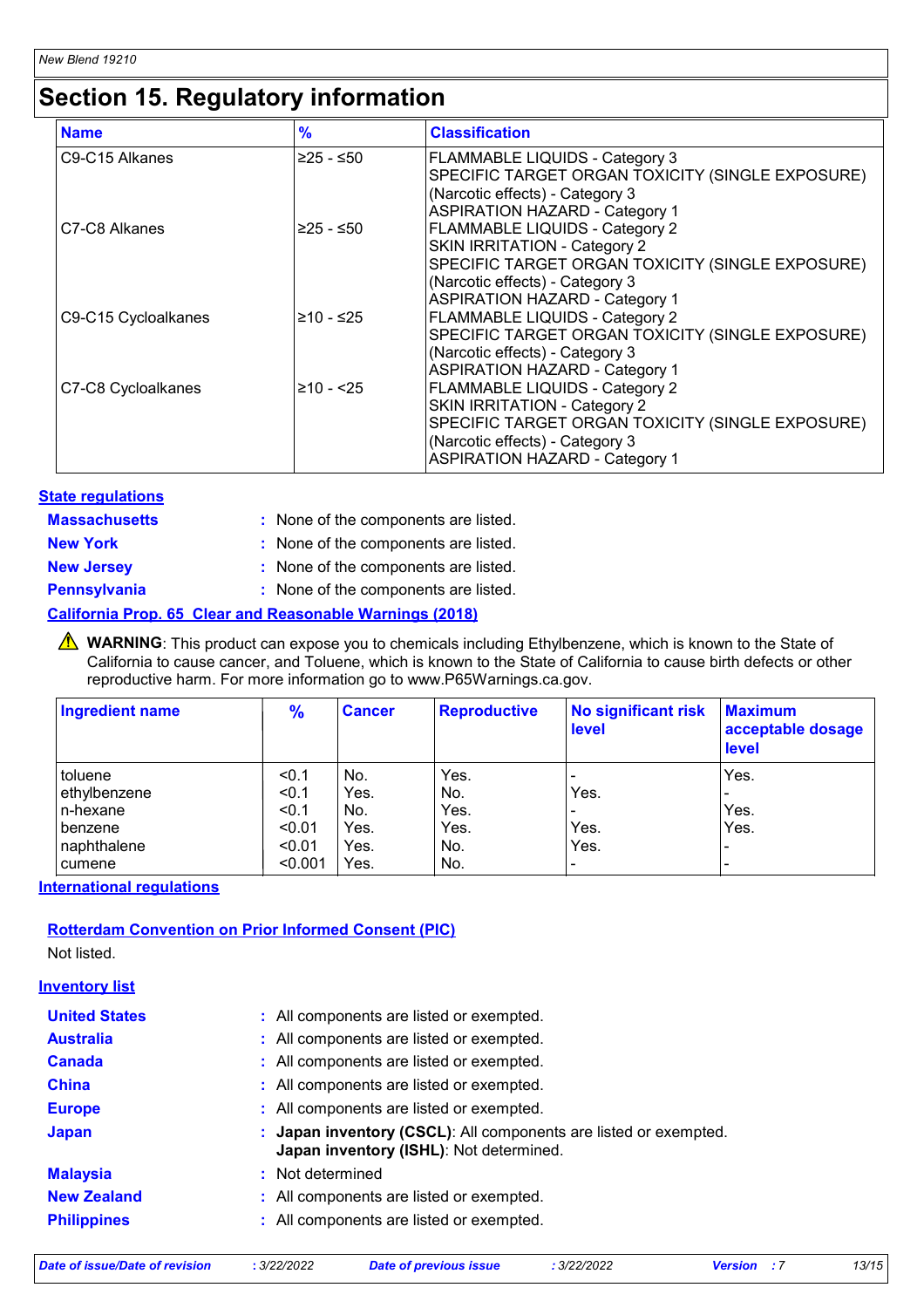# Section 15. Regulatory information

| Name | % | Classification |
|---|---|---|
| C9-C15 Alkanes | ≥25 - ≤50 | FLAMMABLE LIQUIDS - Category 3<br>SPECIFIC TARGET ORGAN TOXICITY (SINGLE EXPOSURE) (Narcotic effects) - Category 3<br>ASPIRATION HAZARD - Category 1 |
| C7-C8 Alkanes | ≥25 - ≤50 | FLAMMABLE LIQUIDS - Category 2<br>SKIN IRRITATION - Category 2<br>SPECIFIC TARGET ORGAN TOXICITY (SINGLE EXPOSURE) (Narcotic effects) - Category 3<br>ASPIRATION HAZARD - Category 1 |
| C9-C15 Cycloalkanes | ≥10 - ≤25 | FLAMMABLE LIQUIDS - Category 2<br>SPECIFIC TARGET ORGAN TOXICITY (SINGLE EXPOSURE) (Narcotic effects) - Category 3<br>ASPIRATION HAZARD - Category 1 |
| C7-C8 Cycloalkanes | ≥10 - <25 | FLAMMABLE LIQUIDS - Category 2<br>SKIN IRRITATION - Category 2<br>SPECIFIC TARGET ORGAN TOXICITY (SINGLE EXPOSURE) (Narcotic effects) - Category 3<br>ASPIRATION HAZARD - Category 1 |

## State regulations

**Massachusetts** : None of the components are listed.

**New York** : None of the components are listed.

**New Jersey** : None of the components are listed.

**Pennsylvania** : None of the components are listed.

### California Prop. 65 Clear and Reasonable Warnings (2018)

⚠ **WARNING**: This product can expose you to chemicals including Ethylbenzene, which is known to the State of California to cause cancer, and Toluene, which is known to the State of California to cause birth defects or other reproductive harm. For more information go to www.P65Warnings.ca.gov.

| Ingredient name | % | Cancer | Reproductive | No significant risk level | Maximum acceptable dosage level |
|---|---|---|---|---|---|
| toluene | <0.1 | No. | Yes. | - | Yes. |
| ethylbenzene | <0.1 | Yes. | No. | Yes. | - |
| n-hexane | <0.1 | No. | Yes. | - | Yes. |
| benzene | <0.01 | Yes. | Yes. | Yes. | Yes. |
| naphthalene | <0.01 | Yes. | No. | Yes. | - |
| cumene | <0.001 | Yes. | No. | - | - |

## International regulations

### Rotterdam Convention on Prior Informed Consent (PIC)

Not listed.

## Inventory list

**United States** : All components are listed or exempted.

**Australia** : All components are listed or exempted.

**Canada** : All components are listed or exempted.

**China** : All components are listed or exempted.

**Europe** : All components are listed or exempted.

**Japan** : **Japan inventory (CSCL)**: All components are listed or exempted.
**Japan inventory (ISHL)**: Not determined.

**Malaysia** : Not determined

**New Zealand** : All components are listed or exempted.

**Philippines** : All components are listed or exempted.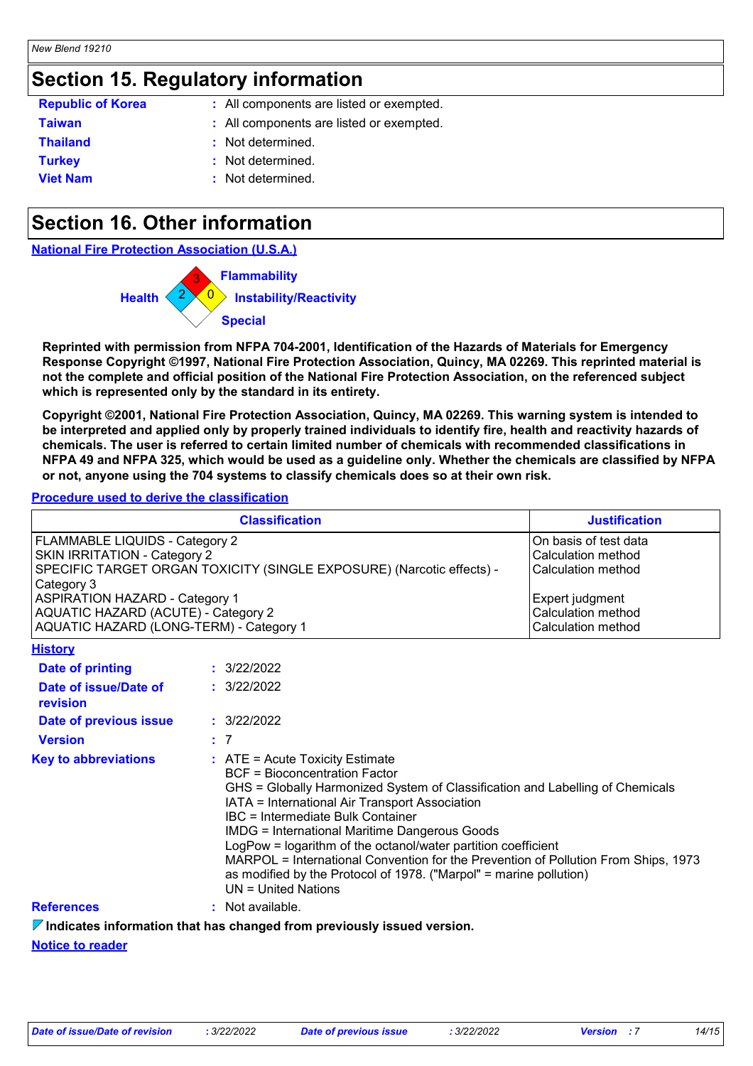## Section 15. Regulatory information

| | |
|---|---|
| **Republic of Korea** | : All components are listed or exempted. |
| **Taiwan** | : All components are listed or exempted. |
| **Thailand** | : Not determined. |
| **Turkey** | : Not determined. |
| **Viet Nam** | : Not determined. |

## Section 16. Other information

**National Fire Protection Association (U.S.A.)**

Health: 2
Flammability: 3
Instability/Reactivity: 0
Special

**Reprinted with permission from NFPA 704-2001, Identification of the Hazards of Materials for Emergency Response Copyright ©1997, National Fire Protection Association, Quincy, MA 02269. This reprinted material is not the complete and official position of the National Fire Protection Association, on the referenced subject which is represented only by the standard in its entirety.**

**Copyright ©2001, National Fire Protection Association, Quincy, MA 02269. This warning system is intended to be interpreted and applied only by properly trained individuals to identify fire, health and reactivity hazards of chemicals. The user is referred to certain limited number of chemicals with recommended classifications in NFPA 49 and NFPA 325, which would be used as a guideline only. Whether the chemicals are classified by NFPA or not, anyone using the 704 systems to classify chemicals does so at their own risk.**

**Procedure used to derive the classification**

| Classification | Justification |
|---|---|
| FLAMMABLE LIQUIDS - Category 2 | On basis of test data |
| SKIN IRRITATION - Category 2 | Calculation method |
| SPECIFIC TARGET ORGAN TOXICITY (SINGLE EXPOSURE) (Narcotic effects) - Category 3 | Calculation method |
| ASPIRATION HAZARD - Category 1 | Expert judgment |
| AQUATIC HAZARD (ACUTE) - Category 2 | Calculation method |
| AQUATIC HAZARD (LONG-TERM) - Category 1 | Calculation method |

**History**

| | |
|---|---|
| **Date of printing** | : 3/22/2022 |
| **Date of issue/Date of revision** | : 3/22/2022 |
| **Date of previous issue** | : 3/22/2022 |
| **Version** | : 7 |

**Key to abbreviations** : ATE = Acute Toxicity Estimate
BCF = Bioconcentration Factor
GHS = Globally Harmonized System of Classification and Labelling of Chemicals
IATA = International Air Transport Association
IBC = Intermediate Bulk Container
IMDG = International Maritime Dangerous Goods
LogPow = logarithm of the octanol/water partition coefficient
MARPOL = International Convention for the Prevention of Pollution From Ships, 1973 as modified by the Protocol of 1978. ("Marpol" = marine pollution)
UN = United Nations

**References** : Not available.

**Indicates information that has changed from previously issued version.**

**Notice to reader**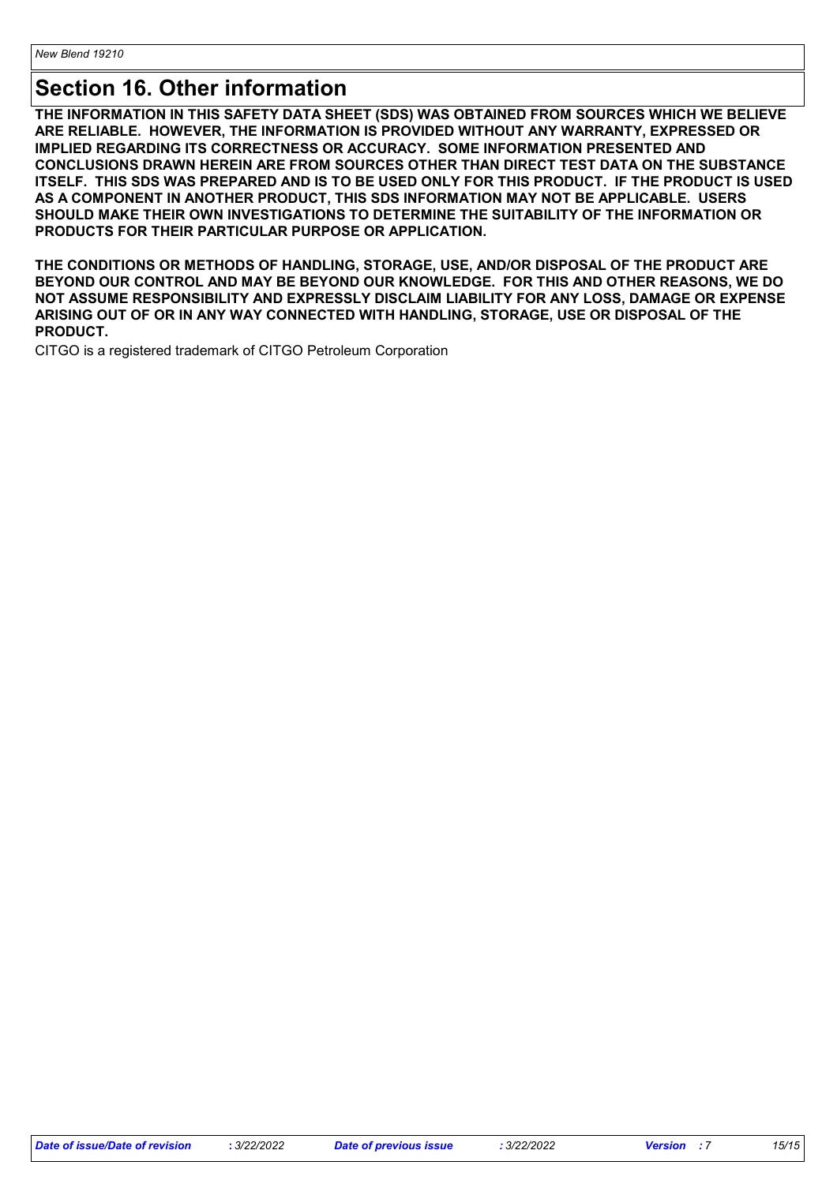## Section 16. Other information

**THE INFORMATION IN THIS SAFETY DATA SHEET (SDS) WAS OBTAINED FROM SOURCES WHICH WE BELIEVE ARE RELIABLE. HOWEVER, THE INFORMATION IS PROVIDED WITHOUT ANY WARRANTY, EXPRESSED OR IMPLIED REGARDING ITS CORRECTNESS OR ACCURACY. SOME INFORMATION PRESENTED AND CONCLUSIONS DRAWN HEREIN ARE FROM SOURCES OTHER THAN DIRECT TEST DATA ON THE SUBSTANCE ITSELF. THIS SDS WAS PREPARED AND IS TO BE USED ONLY FOR THIS PRODUCT. IF THE PRODUCT IS USED AS A COMPONENT IN ANOTHER PRODUCT, THIS SDS INFORMATION MAY NOT BE APPLICABLE. USERS SHOULD MAKE THEIR OWN INVESTIGATIONS TO DETERMINE THE SUITABILITY OF THE INFORMATION OR PRODUCTS FOR THEIR PARTICULAR PURPOSE OR APPLICATION.**

**THE CONDITIONS OR METHODS OF HANDLING, STORAGE, USE, AND/OR DISPOSAL OF THE PRODUCT ARE BEYOND OUR CONTROL AND MAY BE BEYOND OUR KNOWLEDGE. FOR THIS AND OTHER REASONS, WE DO NOT ASSUME RESPONSIBILITY AND EXPRESSLY DISCLAIM LIABILITY FOR ANY LOSS, DAMAGE OR EXPENSE ARISING OUT OF OR IN ANY WAY CONNECTED WITH HANDLING, STORAGE, USE OR DISPOSAL OF THE PRODUCT.**

CITGO is a registered trademark of CITGO Petroleum Corporation